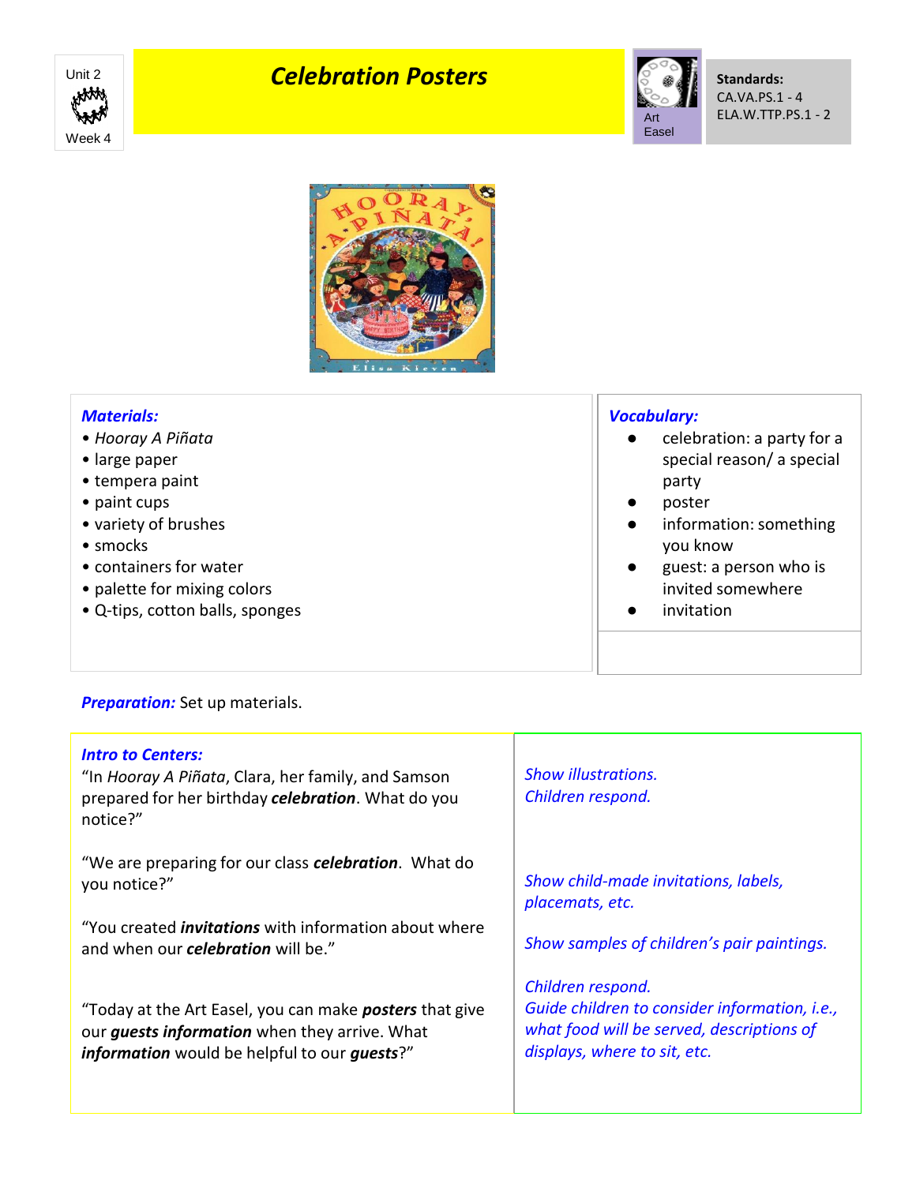Unit 2

Week 4

# *Celebration Posters*

Art Easel

**Standards:**
CA.VA.PS.1 - 4
ELA.W.TTP.PS.1 - 2

***Materials:***

- *Hooray A Piñata*
- large paper
- tempera paint
- paint cups
- variety of brushes
- smocks
- containers for water
- palette for mixing colors
- Q-tips, cotton balls, sponges

***Vocabulary:***

- celebration: a party for a special reason/ a special party
- poster
- information: something you know
- guest: a person who is invited somewhere
- invitation

***Preparation:*** Set up materials.

| ***Intro to Centers:*** | |
|---|---|
| "In *Hooray A Piñata*, Clara, her family, and Samson prepared for her birthday ***celebration***. What do you notice?" | *Show illustrations. Children respond.* |
| "We are preparing for our class ***celebration***. What do you notice?" | *Show child-made invitations, labels, placemats, etc.* |
| "You created ***invitations*** with information about where and when our ***celebration*** will be." | *Show samples of children's pair paintings.* |
| "Today at the Art Easel, you can make ***posters*** that give our ***guests information*** when they arrive. What ***information*** would be helpful to our ***guests***?" | *Children respond. Guide children to consider information, i.e., what food will be served, descriptions of displays, where to sit, etc.* |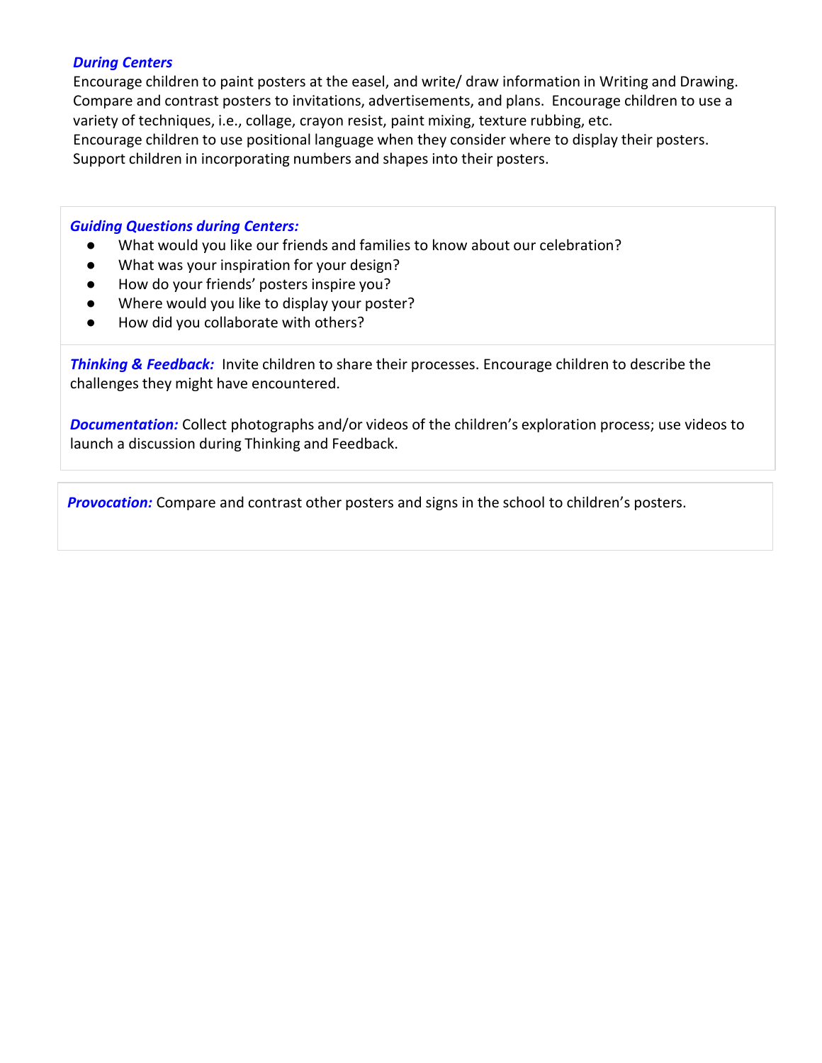***During Centers***

Encourage children to paint posters at the easel, and write/ draw information in Writing and Drawing. Compare and contrast posters to invitations, advertisements, and plans. Encourage children to use a variety of techniques, i.e., collage, crayon resist, paint mixing, texture rubbing, etc.
Encourage children to use positional language when they consider where to display their posters.
Support children in incorporating numbers and shapes into their posters.

***Guiding Questions during Centers:***

- What would you like our friends and families to know about our celebration?
- What was your inspiration for your design?
- How do your friends' posters inspire you?
- Where would you like to display your poster?
- How did you collaborate with others?

***Thinking & Feedback:*** Invite children to share their processes. Encourage children to describe the challenges they might have encountered.

***Documentation:*** Collect photographs and/or videos of the children's exploration process; use videos to launch a discussion during Thinking and Feedback.

***Provocation:*** Compare and contrast other posters and signs in the school to children's posters.